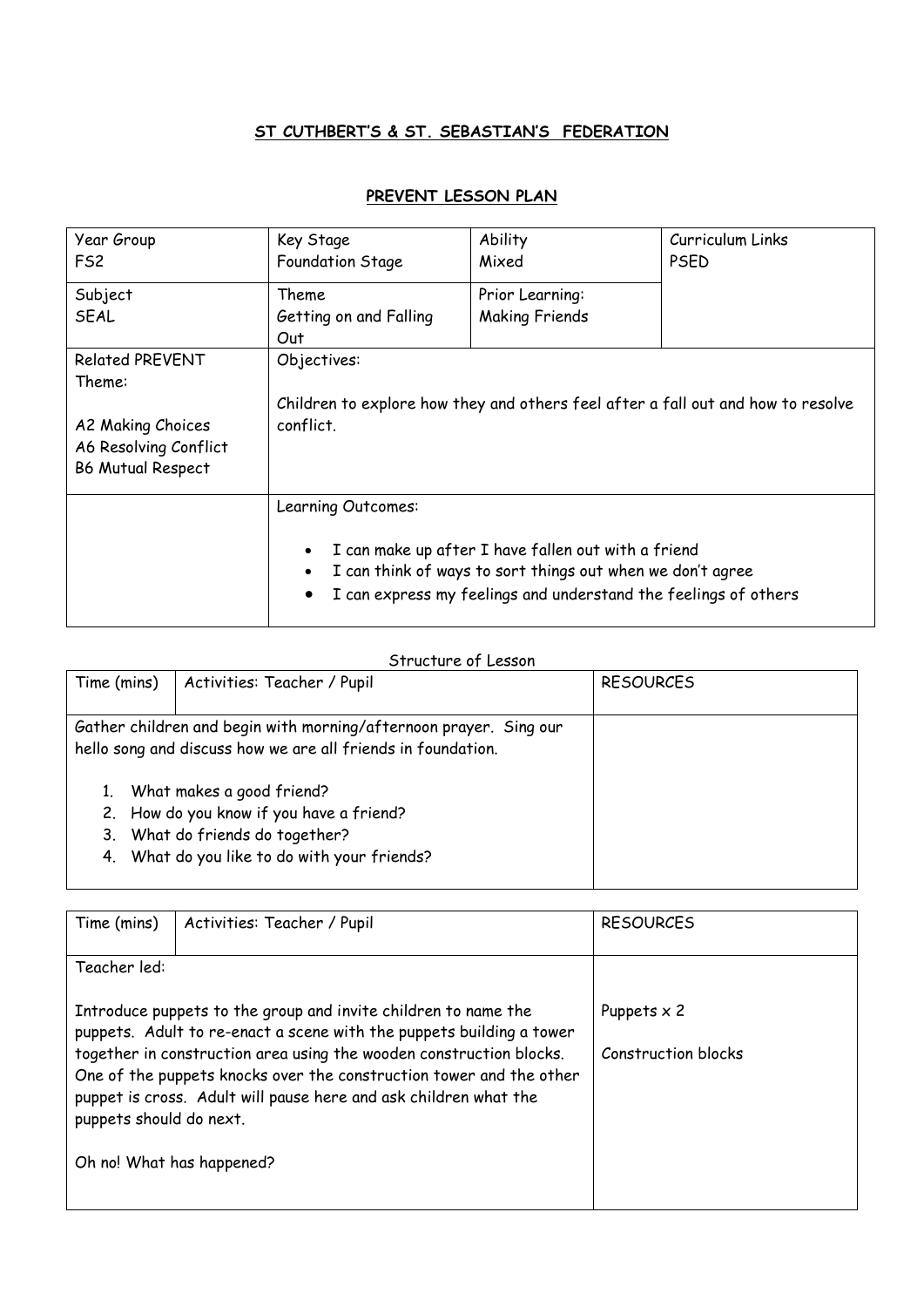**ST CUTHBERT'S & ST. SEBASTIAN'S FEDERATION**

**PREVENT LESSON PLAN**

| Year Group<br>FS2 | Key Stage<br>Foundation Stage | Ability<br>Mixed | Curriculum Links<br>PSED |
|---|---|---|---|
| Subject<br>SEAL | Theme<br>Getting on and Falling Out | Prior Learning:<br>Making Friends | |
| Related PREVENT Theme:<br><br>A2 Making Choices<br>A6 Resolving Conflict<br>B6 Mutual Respect | Objectives:<br><br>Children to explore how they and others feel after a fall out and how to resolve conflict. | | |
| | Learning Outcomes:<br><br>• I can make up after I have fallen out with a friend<br>• I can think of ways to sort things out when we don't agree<br>• I can express my feelings and understand the feelings of others | | |

Structure of Lesson

| Time (mins) | Activities: Teacher / Pupil | RESOURCES |
|---|---|---|
| Gather children and begin with morning/afternoon prayer. Sing our hello song and discuss how we are all friends in foundation.<br><br>1. What makes a good friend?<br>2. How do you know if you have a friend?<br>3. What do friends do together?<br>4. What do you like to do with your friends? | | |

| Time (mins) | Activities: Teacher / Pupil | RESOURCES |
|---|---|---|
| Teacher led:<br><br>Introduce puppets to the group and invite children to name the puppets. Adult to re-enact a scene with the puppets building a tower together in construction area using the wooden construction blocks. One of the puppets knocks over the construction tower and the other puppet is cross. Adult will pause here and ask children what the puppets should do next.<br><br>Oh no! What has happened? | | Puppets x 2<br><br>Construction blocks |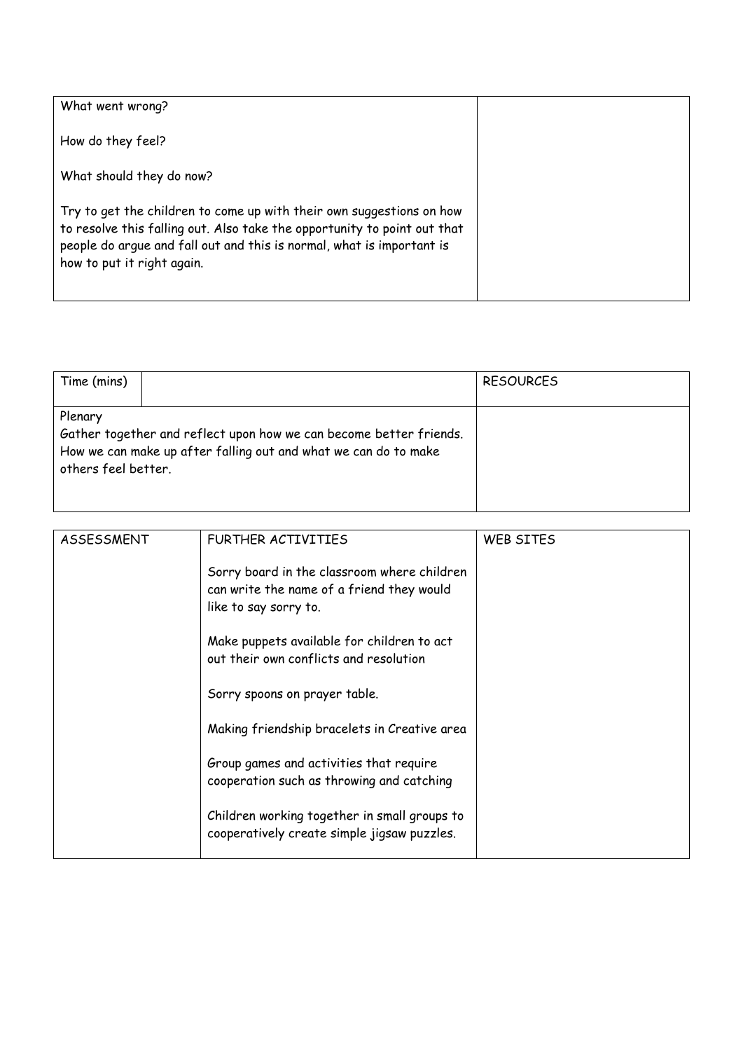| | |
|---|---|
| What went wrong?<br><br>How do they feel?<br><br>What should they do now?<br><br>Try to get the children to come up with their own suggestions on how to resolve this falling out. Also take the opportunity to point out that people do argue and fall out and this is normal, what is important is how to put it right again. | |

| Time (mins) | | RESOURCES |
|---|---|---|
| Plenary<br>Gather together and reflect upon how we can become better friends. How we can make up after falling out and what we can do to make others feel better. | | |

| ASSESSMENT | FURTHER ACTIVITIES | WEB SITES |
|---|---|---|
| | Sorry board in the classroom where children can write the name of a friend they would like to say sorry to.<br><br>Make puppets available for children to act out their own conflicts and resolution<br><br>Sorry spoons on prayer table.<br><br>Making friendship bracelets in Creative area<br><br>Group games and activities that require cooperation such as throwing and catching<br><br>Children working together in small groups to cooperatively create simple jigsaw puzzles. | |